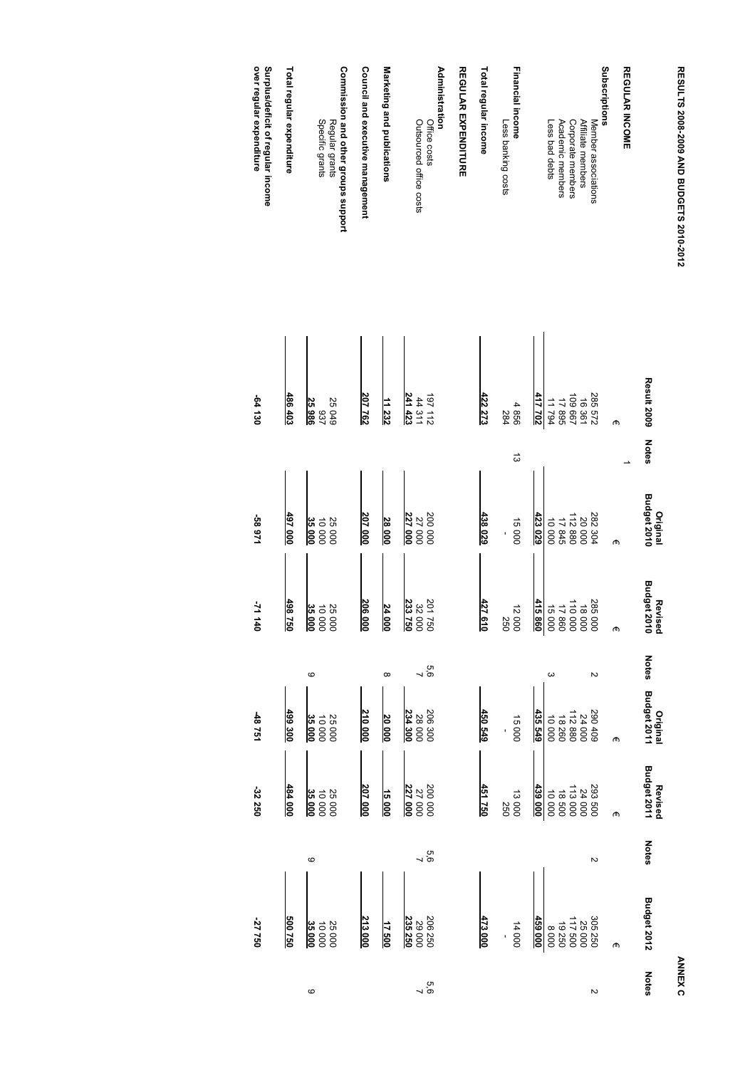ANNEX C

# RESULTS 2008-2009 AND BUDGETS 2010-2012

| | Result 2009 | Notes | Original Budget 2010 | Revised Budget 2010 | Notes | Original Budget 2011 | Revised Budget 2011 | Notes | Budget 2012 | Notes |
|---|---|---|---|---|---|---|---|---|---|---|
| | € | | € | € | | € | € | | € | |
| **REGULAR INCOME** | | | | | | | | | | |
| **Subscriptions** | | 1 | | | | | | | | |
| Member associations | 285 572 | | 282 304 | 285 000 | 2 | 290 409 | 293 500 | 2 | 305 250 | 2 |
| Affiliate members | 16 361 | | 20 000 | 18 000 | | 24 000 | 24 000 | | 25 000 | |
| Corporate members | 109 667 | | 112 880 | 110 000 | | 112 880 | 113 000 | | 117 500 | |
| Academic members | 17 895 | | 17 845 | 17 860 | | 18 260 | 18 500 | | 19 250 | |
| Less bad debts | 11 794 | | 10 000 | 15 000 | 3 | 10 000 | 10 000 | | 8 000 | |
| | 417 702 | | 423 029 | 415 860 | | 435 549 | 439 000 | | 459 000 | |
| **Financial income** | 4 856 | 13 | 15 000 | 12 000 | | 15 000 | 13 000 | | 14 000 | |
| Less banking costs | 284 | | - | 250 | | - | 250 | | - | |
| **Total regular income** | 422 273 | | 438 029 | 427 610 | | 450 549 | 451 750 | | 473 000 | |
| **REGULAR EXPENDITURE** | | | | | | | | | | |
| **Administration** | | | | | | | | | | |
| Office costs | 197 112 | | 200 000 | 201 750 | 5,6 | 206 300 | 200 000 | 5,6 | 206 250 | 5,6 |
| Outsourced office costs | 44 311 | | 27 000 | 32 000 | 7 | 28 000 | 27 000 | 7 | 29 000 | 7 |
| | 241 423 | | 227 000 | 233 750 | | 234 300 | 227 000 | | 235 250 | |
| **Marketing and publications** | 11 232 | | 28 000 | 24 000 | 8 | 20 000 | 15 000 | | 17 500 | |
| **Council and executive management** | 207 762 | | 207 000 | 206 000 | | 210 000 | 207 000 | | 213 000 | |
| **Commission and other groups support** | | | | | | | | | | |
| Regular grants | 25 049 | | 25 000 | 25 000 | | 25 000 | 25 000 | | 25 000 | |
| Specific grants | 937 | | 10 000 | 10 000 | 9 | 10 000 | 10 000 | 9 | 10 000 | 9 |
| | 25 986 | | 35 000 | 35 000 | | 35 000 | 35 000 | | 35 000 | |
| **Total regular expenditure** | 486 403 | | 497 000 | 498 750 | | 499 300 | 484 000 | | 500 750 | |
| **Surplus/deficit of regular income over regular expenditure** | -64 130 | | -58 971 | -71 140 | | -48 751 | -32 250 | | -27 750 | |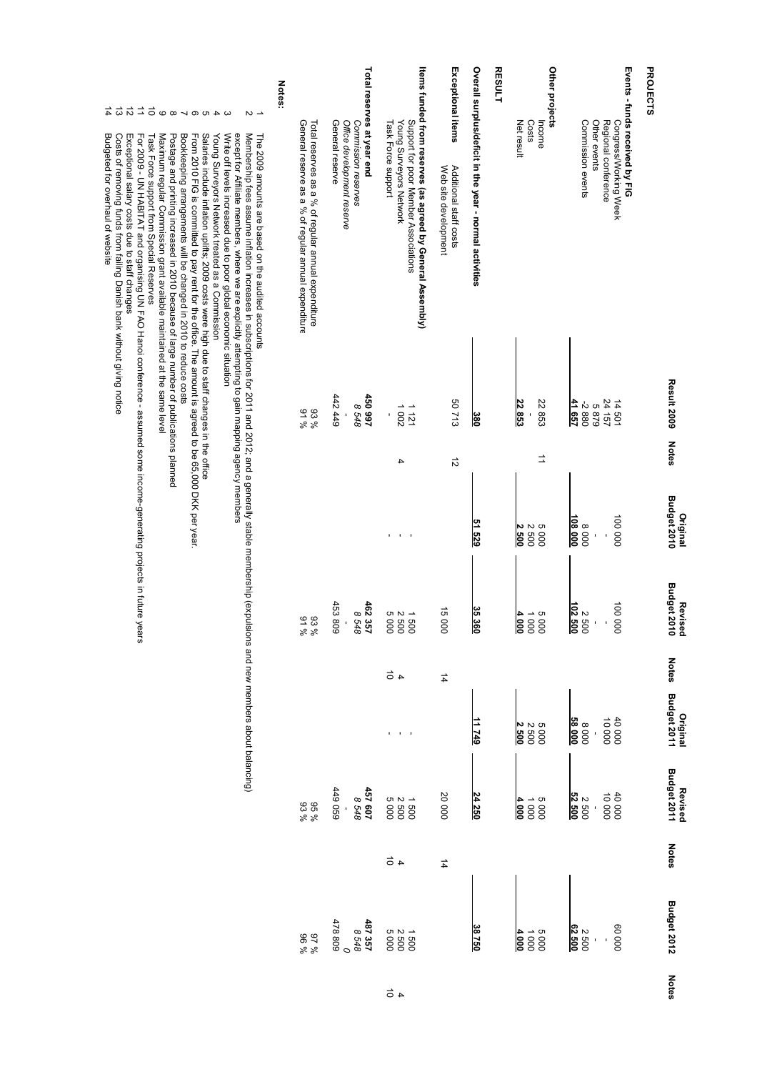| | Result 2009 | Notes | Original Budget 2010 | Revised Budget 2010 | Notes | Original Budget 2011 | Revised Budget 2011 | Notes | Budget 2012 | Notes |
|---|---|---|---|---|---|---|---|---|---|---|
| **PROJECTS** | | | | | | | | | | |
| **Events - funds received by FIG** | | | | | | | | | | |
| Congress/Working Week | 14 501 | | 100 000 | 100 000 | | 40 000 | 40 000 | | 60 000 | |
| Regional conference | 24 157 | | - | - | | 10 000 | 10 000 | | - | |
| Other events | 5 879 | | - | - | | - | - | | - | |
| Commission events | -2 880 | | 8 000 | 2 500 | | 8 000 | 2 500 | | 2 500 | |
| | **41 657** | | **108 000** | **102 500** | | **58 000** | **52 500** | | **62 500** | |
| **Other projects** | | | | | | | | | | |
| Income | 22 853 | 11 | 5 000 | 5 000 | | 5 000 | 5 000 | | 5 000 | |
| Costs | - | | 2 500 | 1 000 | | 2 500 | 1 000 | | 1 000 | |
| Net result | **22 853** | | **2 500** | **4 000** | | **2 500** | **4 000** | | **4 000** | |
| **RESULT** | | | | | | | | | | |
| **Overall surplus/deficit in the year - normal activities** | **380** | | **51 529** | **35 360** | | **11 749** | **24 250** | | **38 750** | |
| **Exceptional items** | | | | | | | | | | |
| Additional staff costs | 50 713 | 12 | | | | | | | | |
| Web site development | | | | 15 000 | 14 | | 20 000 | 14 | | |
| **Items funded from reserves (as agreed by General Assembly)** | | | | | | | | | | |
| Support for poor Member Associations | 1 121 | | - | 1 500 | | - | 1 500 | | 1 500 | |
| Young Surveyors Network | 1 002 | 4 | - | 2 500 | 4 | - | 2 500 | 4 | 2 500 | 4 |
| Task Force support | - | | - | 5 000 | 10 | - | 5 000 | 10 | 5 000 | 10 |
| **Total reserves at year end** | **450 997** | | | **462 357** | | | **457 607** | | **487 357** | |
| *Commission reserves* | *8 548* | | | *8 548* | | | *8 548* | | *8 548* | |
| *Office development reserve* | - | | | - | | | - | | *0* | |
| General reserve | 442 449 | | | 453 809 | | | 449 059 | | 478 809 | |
| Total reserves as a % of regular annual expenditure | 93 % | | | 93 % | | | 95 % | | 97 % | |
| General reserve as a % of regular annual expenditure | 91 % | | | 91 % | | | 93 % | | 96 % | |

**Notes:**

1. The 2009 amounts are based on the audited accounts
2. Membership fees assume inflation increases in subscriptions for 2011 and 2012; and a generally stable membership (expulsions and new members about balancing) except for Affiliate members, where we are explicitly attempting to gain mapping agency members
3. Write off levels increased due to poor global economic situation
4. Young Surveyors Network treated as a Commission
5. Salaries include inflation uplifts; 2009 costs were high due to staff changes in the office
6. From 2010 FIG is committed to pay rent for the office. The amount is agreed to be 65,000 DKK per year.
7. Bookkeeping arrangements will be changed in 2010 to reduce costs
8. Postage and printing increased in 2010 because of large number of publications planned
9. Maximum regular Commission grant available maintained at the same level
10. Task Force support from Special Reserves
11. For 2009 - UN HABITAT and organising UN FAO Hanoi conference - assumed some income-generating projects in future years
12. Exceptional salary costs due to staff changes
13. Costs of removing funds from failing Danish bank without giving notice
14. Budgeted for overhaul of website